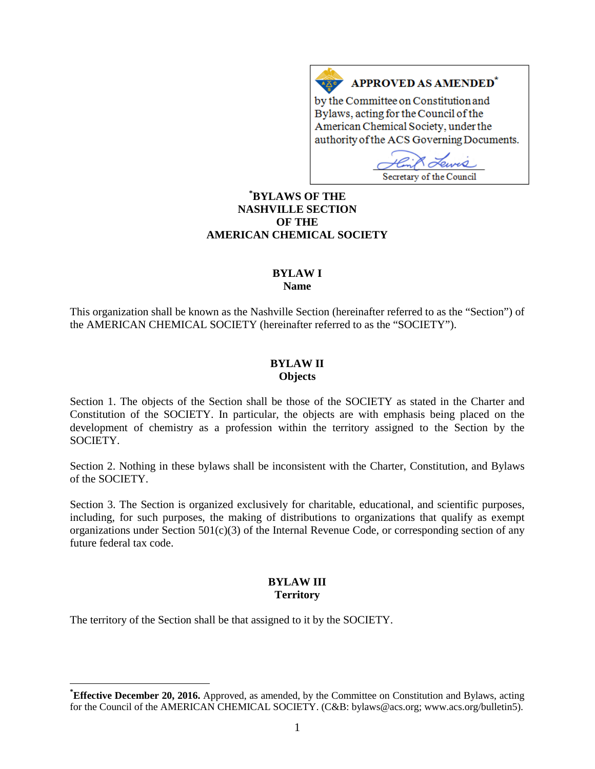**APPROVED AS AMENDED***

by the Committee on Constitution and Bylaws, acting for the Council of the American Chemical Society, under the authority of the ACS Governing Documents.

Secretary of the Council

# *BYLAWS OF THE NASHVILLE SECTION OF THE AMERICAN CHEMICAL SOCIETY

## BYLAW I
### Name

This organization shall be known as the Nashville Section (hereinafter referred to as the "Section") of the AMERICAN CHEMICAL SOCIETY (hereinafter referred to as the "SOCIETY").

## BYLAW II
### Objects

Section 1. The objects of the Section shall be those of the SOCIETY as stated in the Charter and Constitution of the SOCIETY. In particular, the objects are with emphasis being placed on the development of chemistry as a profession within the territory assigned to the Section by the SOCIETY.

Section 2. Nothing in these bylaws shall be inconsistent with the Charter, Constitution, and Bylaws of the SOCIETY.

Section 3. The Section is organized exclusively for charitable, educational, and scientific purposes, including, for such purposes, the making of distributions to organizations that qualify as exempt organizations under Section 501(c)(3) of the Internal Revenue Code, or corresponding section of any future federal tax code.

## BYLAW III
### Territory

The territory of the Section shall be that assigned to it by the SOCIETY.

---

***Effective December 20, 2016.** Approved, as amended, by the Committee on Constitution and Bylaws, acting for the Council of the AMERICAN CHEMICAL SOCIETY. (C&B: bylaws@acs.org; www.acs.org/bulletin5).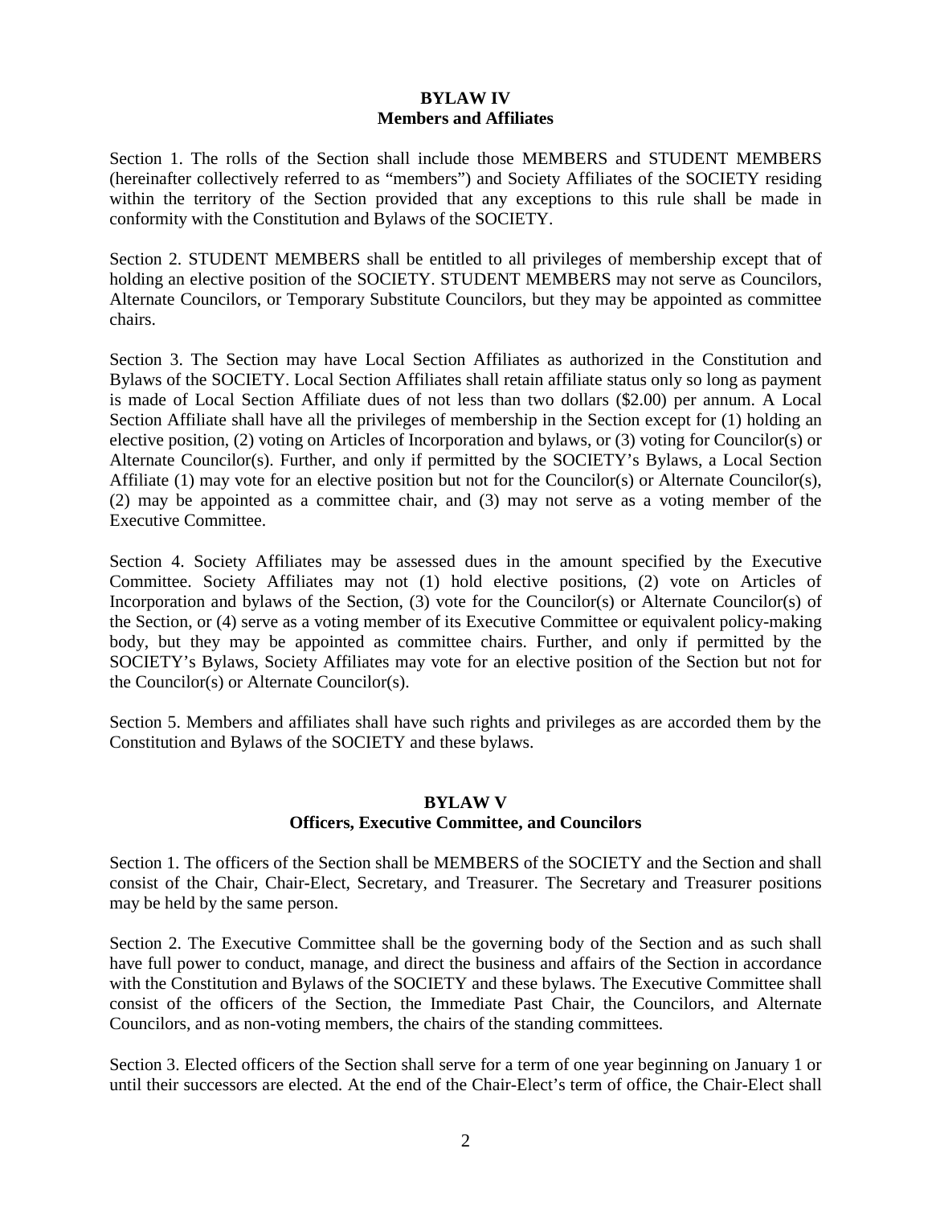## BYLAW IV
## Members and Affiliates

Section 1. The rolls of the Section shall include those MEMBERS and STUDENT MEMBERS (hereinafter collectively referred to as "members") and Society Affiliates of the SOCIETY residing within the territory of the Section provided that any exceptions to this rule shall be made in conformity with the Constitution and Bylaws of the SOCIETY.

Section 2. STUDENT MEMBERS shall be entitled to all privileges of membership except that of holding an elective position of the SOCIETY. STUDENT MEMBERS may not serve as Councilors, Alternate Councilors, or Temporary Substitute Councilors, but they may be appointed as committee chairs.

Section 3. The Section may have Local Section Affiliates as authorized in the Constitution and Bylaws of the SOCIETY. Local Section Affiliates shall retain affiliate status only so long as payment is made of Local Section Affiliate dues of not less than two dollars ($2.00) per annum. A Local Section Affiliate shall have all the privileges of membership in the Section except for (1) holding an elective position, (2) voting on Articles of Incorporation and bylaws, or (3) voting for Councilor(s) or Alternate Councilor(s). Further, and only if permitted by the SOCIETY's Bylaws, a Local Section Affiliate (1) may vote for an elective position but not for the Councilor(s) or Alternate Councilor(s), (2) may be appointed as a committee chair, and (3) may not serve as a voting member of the Executive Committee.

Section 4. Society Affiliates may be assessed dues in the amount specified by the Executive Committee. Society Affiliates may not (1) hold elective positions, (2) vote on Articles of Incorporation and bylaws of the Section, (3) vote for the Councilor(s) or Alternate Councilor(s) of the Section, or (4) serve as a voting member of its Executive Committee or equivalent policy-making body, but they may be appointed as committee chairs. Further, and only if permitted by the SOCIETY's Bylaws, Society Affiliates may vote for an elective position of the Section but not for the Councilor(s) or Alternate Councilor(s).

Section 5. Members and affiliates shall have such rights and privileges as are accorded them by the Constitution and Bylaws of the SOCIETY and these bylaws.

## BYLAW V
## Officers, Executive Committee, and Councilors

Section 1. The officers of the Section shall be MEMBERS of the SOCIETY and the Section and shall consist of the Chair, Chair-Elect, Secretary, and Treasurer. The Secretary and Treasurer positions may be held by the same person.

Section 2. The Executive Committee shall be the governing body of the Section and as such shall have full power to conduct, manage, and direct the business and affairs of the Section in accordance with the Constitution and Bylaws of the SOCIETY and these bylaws. The Executive Committee shall consist of the officers of the Section, the Immediate Past Chair, the Councilors, and Alternate Councilors, and as non-voting members, the chairs of the standing committees.

Section 3. Elected officers of the Section shall serve for a term of one year beginning on January 1 or until their successors are elected. At the end of the Chair-Elect's term of office, the Chair-Elect shall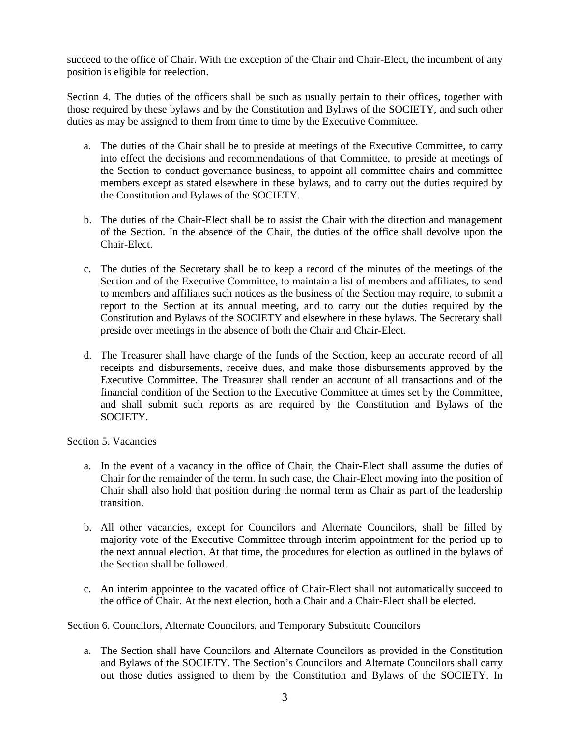succeed to the office of Chair. With the exception of the Chair and Chair-Elect, the incumbent of any position is eligible for reelection.

Section 4. The duties of the officers shall be such as usually pertain to their offices, together with those required by these bylaws and by the Constitution and Bylaws of the SOCIETY, and such other duties as may be assigned to them from time to time by the Executive Committee.

a. The duties of the Chair shall be to preside at meetings of the Executive Committee, to carry into effect the decisions and recommendations of that Committee, to preside at meetings of the Section to conduct governance business, to appoint all committee chairs and committee members except as stated elsewhere in these bylaws, and to carry out the duties required by the Constitution and Bylaws of the SOCIETY.

b. The duties of the Chair-Elect shall be to assist the Chair with the direction and management of the Section. In the absence of the Chair, the duties of the office shall devolve upon the Chair-Elect.

c. The duties of the Secretary shall be to keep a record of the minutes of the meetings of the Section and of the Executive Committee, to maintain a list of members and affiliates, to send to members and affiliates such notices as the business of the Section may require, to submit a report to the Section at its annual meeting, and to carry out the duties required by the Constitution and Bylaws of the SOCIETY and elsewhere in these bylaws. The Secretary shall preside over meetings in the absence of both the Chair and Chair-Elect.

d. The Treasurer shall have charge of the funds of the Section, keep an accurate record of all receipts and disbursements, receive dues, and make those disbursements approved by the Executive Committee. The Treasurer shall render an account of all transactions and of the financial condition of the Section to the Executive Committee at times set by the Committee, and shall submit such reports as are required by the Constitution and Bylaws of the SOCIETY.

Section 5. Vacancies

a. In the event of a vacancy in the office of Chair, the Chair-Elect shall assume the duties of Chair for the remainder of the term. In such case, the Chair-Elect moving into the position of Chair shall also hold that position during the normal term as Chair as part of the leadership transition.

b. All other vacancies, except for Councilors and Alternate Councilors, shall be filled by majority vote of the Executive Committee through interim appointment for the period up to the next annual election. At that time, the procedures for election as outlined in the bylaws of the Section shall be followed.

c. An interim appointee to the vacated office of Chair-Elect shall not automatically succeed to the office of Chair. At the next election, both a Chair and a Chair-Elect shall be elected.

Section 6. Councilors, Alternate Councilors, and Temporary Substitute Councilors

a. The Section shall have Councilors and Alternate Councilors as provided in the Constitution and Bylaws of the SOCIETY. The Section's Councilors and Alternate Councilors shall carry out those duties assigned to them by the Constitution and Bylaws of the SOCIETY. In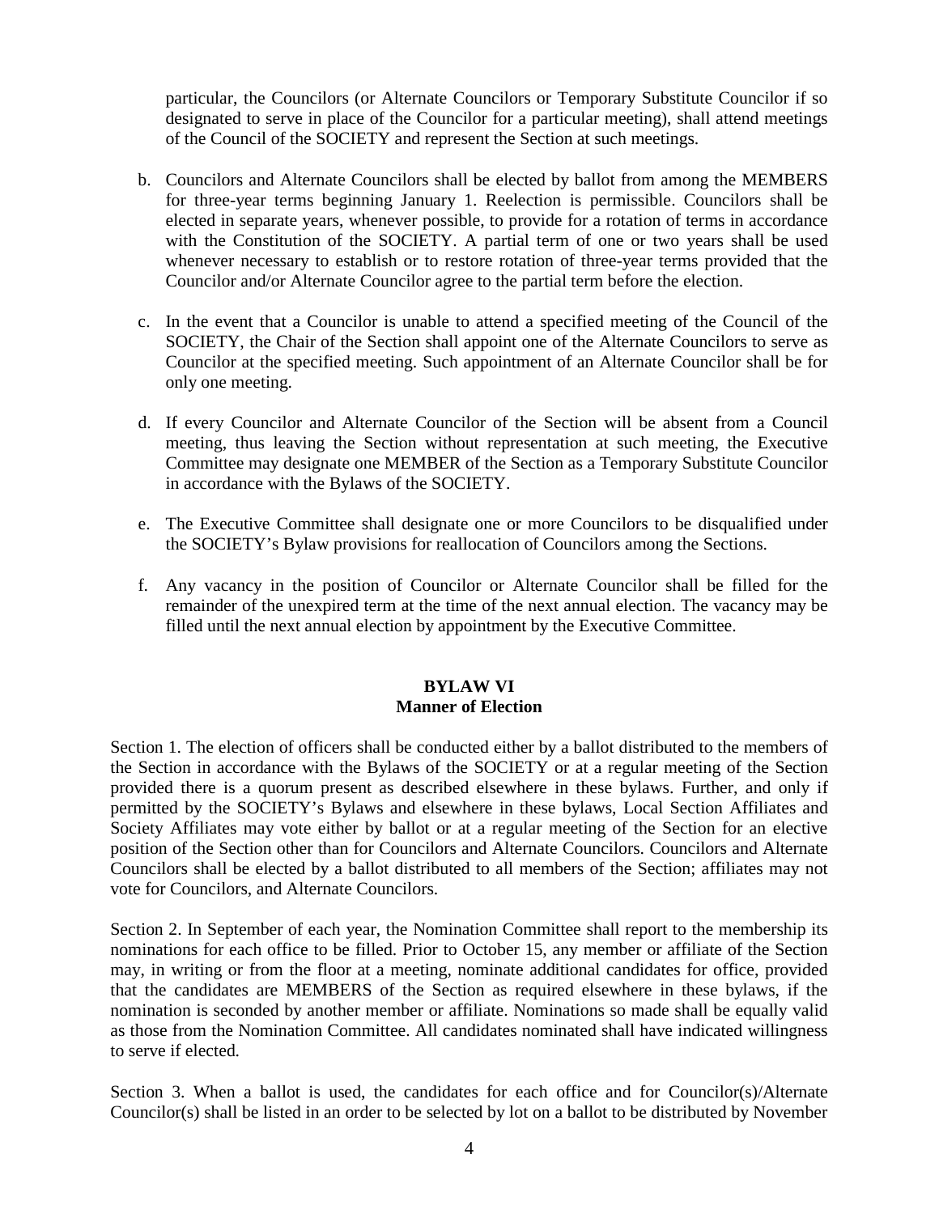particular, the Councilors (or Alternate Councilors or Temporary Substitute Councilor if so designated to serve in place of the Councilor for a particular meeting), shall attend meetings of the Council of the SOCIETY and represent the Section at such meetings.

b. Councilors and Alternate Councilors shall be elected by ballot from among the MEMBERS for three-year terms beginning January 1. Reelection is permissible. Councilors shall be elected in separate years, whenever possible, to provide for a rotation of terms in accordance with the Constitution of the SOCIETY. A partial term of one or two years shall be used whenever necessary to establish or to restore rotation of three-year terms provided that the Councilor and/or Alternate Councilor agree to the partial term before the election.

c. In the event that a Councilor is unable to attend a specified meeting of the Council of the SOCIETY, the Chair of the Section shall appoint one of the Alternate Councilors to serve as Councilor at the specified meeting. Such appointment of an Alternate Councilor shall be for only one meeting.

d. If every Councilor and Alternate Councilor of the Section will be absent from a Council meeting, thus leaving the Section without representation at such meeting, the Executive Committee may designate one MEMBER of the Section as a Temporary Substitute Councilor in accordance with the Bylaws of the SOCIETY.

e. The Executive Committee shall designate one or more Councilors to be disqualified under the SOCIETY's Bylaw provisions for reallocation of Councilors among the Sections.

f. Any vacancy in the position of Councilor or Alternate Councilor shall be filled for the remainder of the unexpired term at the time of the next annual election. The vacancy may be filled until the next annual election by appointment by the Executive Committee.

## BYLAW VI
## Manner of Election

Section 1. The election of officers shall be conducted either by a ballot distributed to the members of the Section in accordance with the Bylaws of the SOCIETY or at a regular meeting of the Section provided there is a quorum present as described elsewhere in these bylaws. Further, and only if permitted by the SOCIETY's Bylaws and elsewhere in these bylaws, Local Section Affiliates and Society Affiliates may vote either by ballot or at a regular meeting of the Section for an elective position of the Section other than for Councilors and Alternate Councilors. Councilors and Alternate Councilors shall be elected by a ballot distributed to all members of the Section; affiliates may not vote for Councilors, and Alternate Councilors.

Section 2. In September of each year, the Nomination Committee shall report to the membership its nominations for each office to be filled. Prior to October 15, any member or affiliate of the Section may, in writing or from the floor at a meeting, nominate additional candidates for office, provided that the candidates are MEMBERS of the Section as required elsewhere in these bylaws, if the nomination is seconded by another member or affiliate. Nominations so made shall be equally valid as those from the Nomination Committee. All candidates nominated shall have indicated willingness to serve if elected.

Section 3. When a ballot is used, the candidates for each office and for Councilor(s)/Alternate Councilor(s) shall be listed in an order to be selected by lot on a ballot to be distributed by November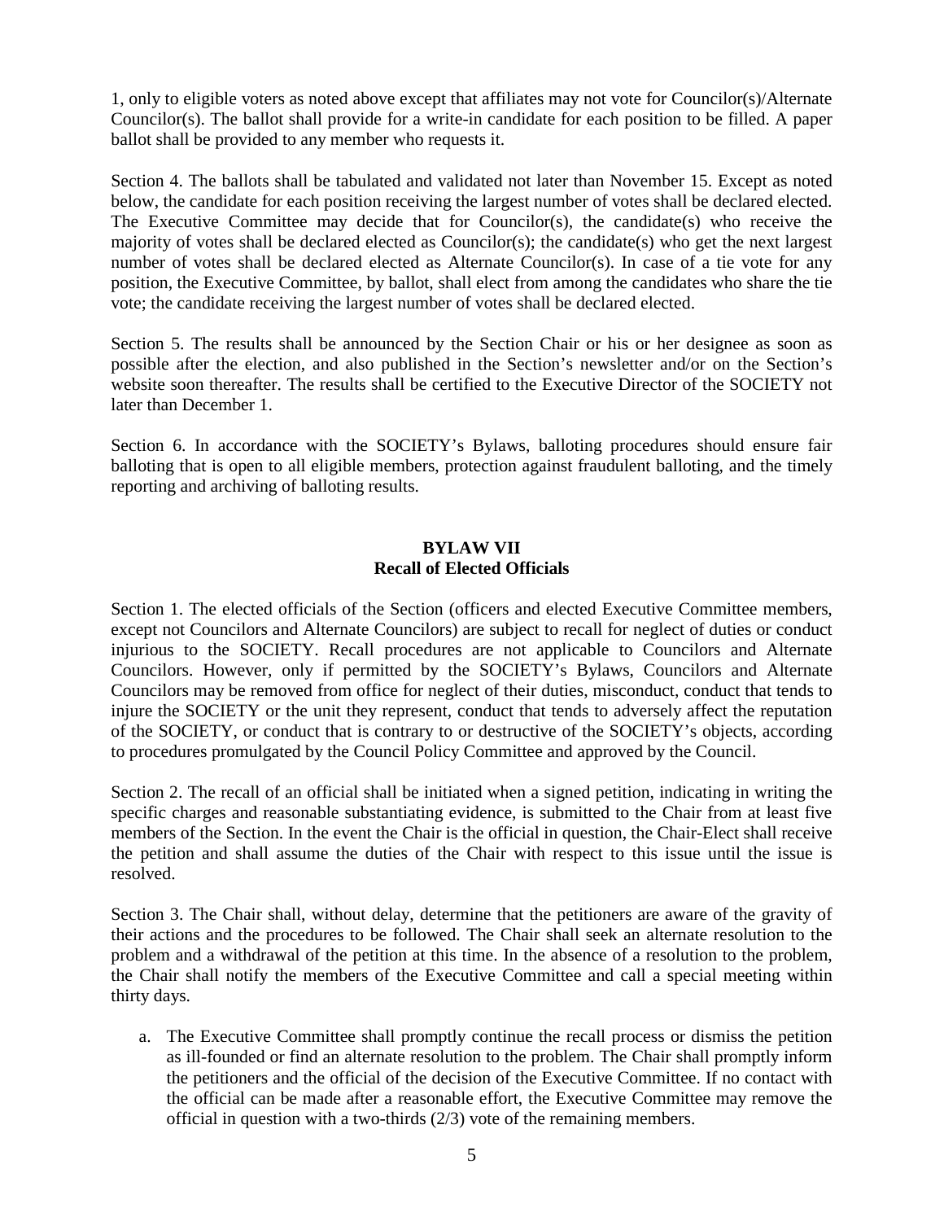1, only to eligible voters as noted above except that affiliates may not vote for Councilor(s)/Alternate Councilor(s). The ballot shall provide for a write-in candidate for each position to be filled. A paper ballot shall be provided to any member who requests it.

Section 4. The ballots shall be tabulated and validated not later than November 15. Except as noted below, the candidate for each position receiving the largest number of votes shall be declared elected. The Executive Committee may decide that for Councilor(s), the candidate(s) who receive the majority of votes shall be declared elected as Councilor(s); the candidate(s) who get the next largest number of votes shall be declared elected as Alternate Councilor(s). In case of a tie vote for any position, the Executive Committee, by ballot, shall elect from among the candidates who share the tie vote; the candidate receiving the largest number of votes shall be declared elected.

Section 5. The results shall be announced by the Section Chair or his or her designee as soon as possible after the election, and also published in the Section's newsletter and/or on the Section's website soon thereafter. The results shall be certified to the Executive Director of the SOCIETY not later than December 1.

Section 6. In accordance with the SOCIETY's Bylaws, balloting procedures should ensure fair balloting that is open to all eligible members, protection against fraudulent balloting, and the timely reporting and archiving of balloting results.

## BYLAW VII
## Recall of Elected Officials

Section 1. The elected officials of the Section (officers and elected Executive Committee members, except not Councilors and Alternate Councilors) are subject to recall for neglect of duties or conduct injurious to the SOCIETY. Recall procedures are not applicable to Councilors and Alternate Councilors. However, only if permitted by the SOCIETY's Bylaws, Councilors and Alternate Councilors may be removed from office for neglect of their duties, misconduct, conduct that tends to injure the SOCIETY or the unit they represent, conduct that tends to adversely affect the reputation of the SOCIETY, or conduct that is contrary to or destructive of the SOCIETY's objects, according to procedures promulgated by the Council Policy Committee and approved by the Council.

Section 2. The recall of an official shall be initiated when a signed petition, indicating in writing the specific charges and reasonable substantiating evidence, is submitted to the Chair from at least five members of the Section. In the event the Chair is the official in question, the Chair-Elect shall receive the petition and shall assume the duties of the Chair with respect to this issue until the issue is resolved.

Section 3. The Chair shall, without delay, determine that the petitioners are aware of the gravity of their actions and the procedures to be followed. The Chair shall seek an alternate resolution to the problem and a withdrawal of the petition at this time. In the absence of a resolution to the problem, the Chair shall notify the members of the Executive Committee and call a special meeting within thirty days.

a. The Executive Committee shall promptly continue the recall process or dismiss the petition as ill-founded or find an alternate resolution to the problem. The Chair shall promptly inform the petitioners and the official of the decision of the Executive Committee. If no contact with the official can be made after a reasonable effort, the Executive Committee may remove the official in question with a two-thirds (2/3) vote of the remaining members.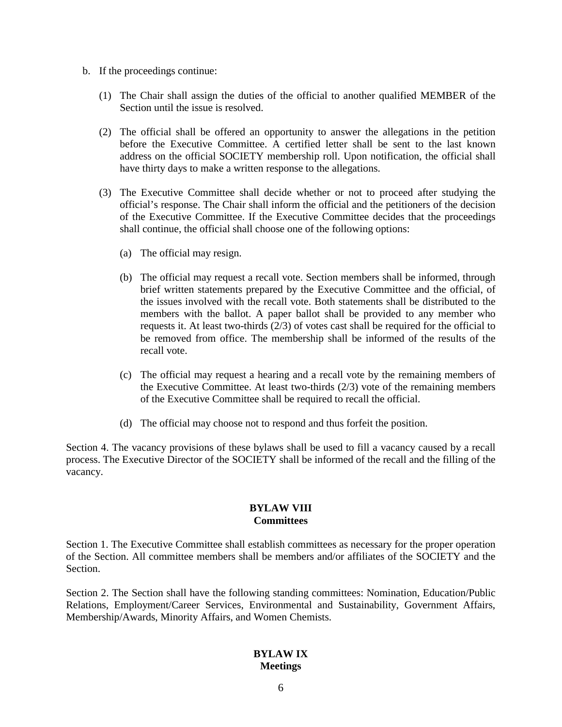b. If the proceedings continue:

   (1) The Chair shall assign the duties of the official to another qualified MEMBER of the Section until the issue is resolved.

   (2) The official shall be offered an opportunity to answer the allegations in the petition before the Executive Committee. A certified letter shall be sent to the last known address on the official SOCIETY membership roll. Upon notification, the official shall have thirty days to make a written response to the allegations.

   (3) The Executive Committee shall decide whether or not to proceed after studying the official's response. The Chair shall inform the official and the petitioners of the decision of the Executive Committee. If the Executive Committee decides that the proceedings shall continue, the official shall choose one of the following options:

      (a) The official may resign.

      (b) The official may request a recall vote. Section members shall be informed, through brief written statements prepared by the Executive Committee and the official, of the issues involved with the recall vote. Both statements shall be distributed to the members with the ballot. A paper ballot shall be provided to any member who requests it. At least two-thirds (2/3) of votes cast shall be required for the official to be removed from office. The membership shall be informed of the results of the recall vote.

      (c) The official may request a hearing and a recall vote by the remaining members of the Executive Committee. At least two-thirds (2/3) vote of the remaining members of the Executive Committee shall be required to recall the official.

      (d) The official may choose not to respond and thus forfeit the position.

Section 4. The vacancy provisions of these bylaws shall be used to fill a vacancy caused by a recall process. The Executive Director of the SOCIETY shall be informed of the recall and the filling of the vacancy.

## BYLAW VIII
## Committees

Section 1. The Executive Committee shall establish committees as necessary for the proper operation of the Section. All committee members shall be members and/or affiliates of the SOCIETY and the Section.

Section 2. The Section shall have the following standing committees: Nomination, Education/Public Relations, Employment/Career Services, Environmental and Sustainability, Government Affairs, Membership/Awards, Minority Affairs, and Women Chemists.

## BYLAW IX
## Meetings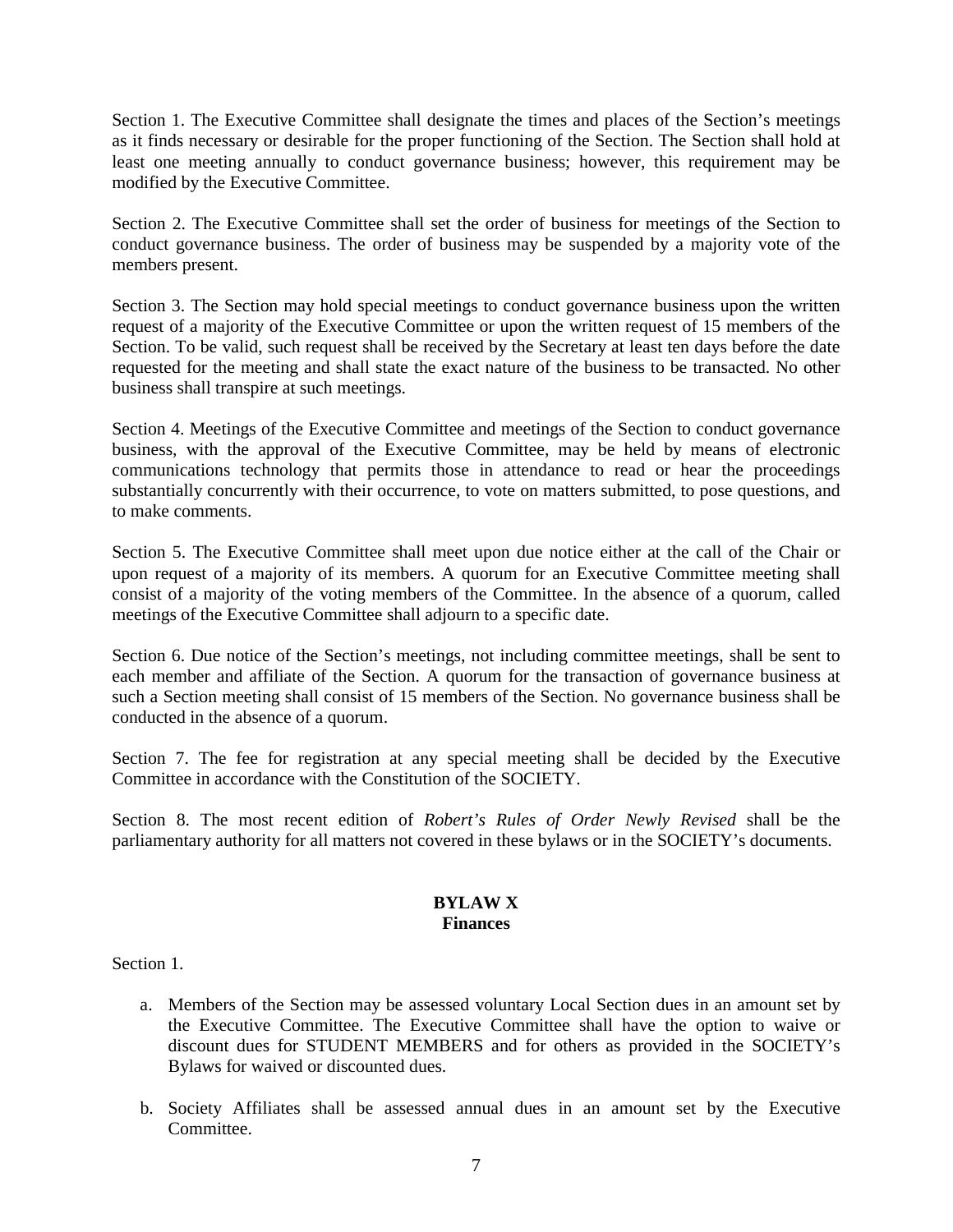Section 1. The Executive Committee shall designate the times and places of the Section's meetings as it finds necessary or desirable for the proper functioning of the Section. The Section shall hold at least one meeting annually to conduct governance business; however, this requirement may be modified by the Executive Committee.

Section 2. The Executive Committee shall set the order of business for meetings of the Section to conduct governance business. The order of business may be suspended by a majority vote of the members present.

Section 3. The Section may hold special meetings to conduct governance business upon the written request of a majority of the Executive Committee or upon the written request of 15 members of the Section. To be valid, such request shall be received by the Secretary at least ten days before the date requested for the meeting and shall state the exact nature of the business to be transacted. No other business shall transpire at such meetings.

Section 4. Meetings of the Executive Committee and meetings of the Section to conduct governance business, with the approval of the Executive Committee, may be held by means of electronic communications technology that permits those in attendance to read or hear the proceedings substantially concurrently with their occurrence, to vote on matters submitted, to pose questions, and to make comments.

Section 5. The Executive Committee shall meet upon due notice either at the call of the Chair or upon request of a majority of its members. A quorum for an Executive Committee meeting shall consist of a majority of the voting members of the Committee. In the absence of a quorum, called meetings of the Executive Committee shall adjourn to a specific date.

Section 6. Due notice of the Section's meetings, not including committee meetings, shall be sent to each member and affiliate of the Section. A quorum for the transaction of governance business at such a Section meeting shall consist of 15 members of the Section. No governance business shall be conducted in the absence of a quorum.

Section 7. The fee for registration at any special meeting shall be decided by the Executive Committee in accordance with the Constitution of the SOCIETY.

Section 8. The most recent edition of *Robert's Rules of Order Newly Revised* shall be the parliamentary authority for all matters not covered in these bylaws or in the SOCIETY's documents.

## BYLAW X
## Finances

Section 1.

a. Members of the Section may be assessed voluntary Local Section dues in an amount set by the Executive Committee. The Executive Committee shall have the option to waive or discount dues for STUDENT MEMBERS and for others as provided in the SOCIETY's Bylaws for waived or discounted dues.

b. Society Affiliates shall be assessed annual dues in an amount set by the Executive Committee.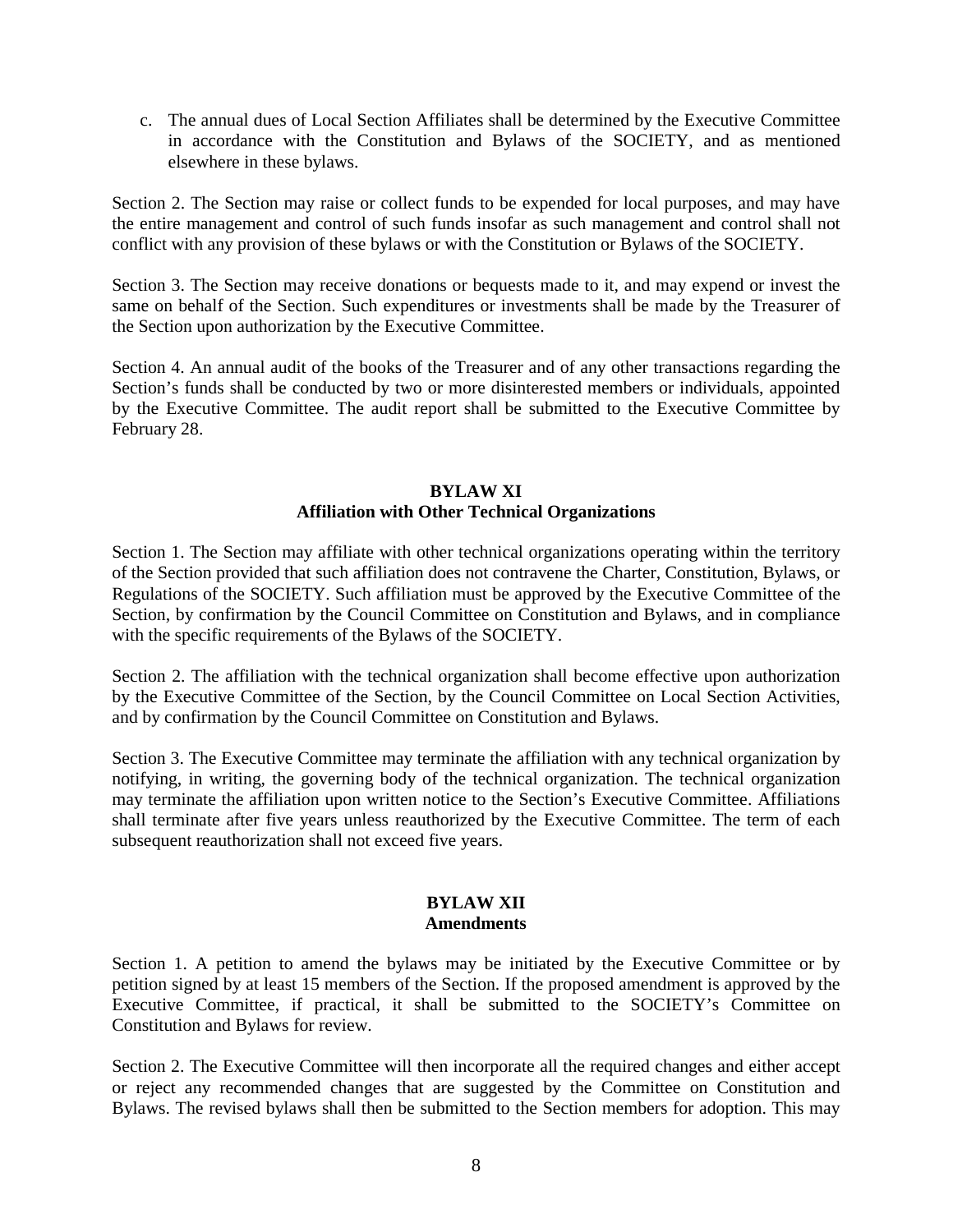c. The annual dues of Local Section Affiliates shall be determined by the Executive Committee in accordance with the Constitution and Bylaws of the SOCIETY, and as mentioned elsewhere in these bylaws.

Section 2. The Section may raise or collect funds to be expended for local purposes, and may have the entire management and control of such funds insofar as such management and control shall not conflict with any provision of these bylaws or with the Constitution or Bylaws of the SOCIETY.

Section 3. The Section may receive donations or bequests made to it, and may expend or invest the same on behalf of the Section. Such expenditures or investments shall be made by the Treasurer of the Section upon authorization by the Executive Committee.

Section 4. An annual audit of the books of the Treasurer and of any other transactions regarding the Section's funds shall be conducted by two or more disinterested members or individuals, appointed by the Executive Committee. The audit report shall be submitted to the Executive Committee by February 28.

## BYLAW XI
## Affiliation with Other Technical Organizations

Section 1. The Section may affiliate with other technical organizations operating within the territory of the Section provided that such affiliation does not contravene the Charter, Constitution, Bylaws, or Regulations of the SOCIETY. Such affiliation must be approved by the Executive Committee of the Section, by confirmation by the Council Committee on Constitution and Bylaws, and in compliance with the specific requirements of the Bylaws of the SOCIETY.

Section 2. The affiliation with the technical organization shall become effective upon authorization by the Executive Committee of the Section, by the Council Committee on Local Section Activities, and by confirmation by the Council Committee on Constitution and Bylaws.

Section 3. The Executive Committee may terminate the affiliation with any technical organization by notifying, in writing, the governing body of the technical organization. The technical organization may terminate the affiliation upon written notice to the Section's Executive Committee. Affiliations shall terminate after five years unless reauthorized by the Executive Committee. The term of each subsequent reauthorization shall not exceed five years.

## BYLAW XII
## Amendments

Section 1. A petition to amend the bylaws may be initiated by the Executive Committee or by petition signed by at least 15 members of the Section. If the proposed amendment is approved by the Executive Committee, if practical, it shall be submitted to the SOCIETY's Committee on Constitution and Bylaws for review.

Section 2. The Executive Committee will then incorporate all the required changes and either accept or reject any recommended changes that are suggested by the Committee on Constitution and Bylaws. The revised bylaws shall then be submitted to the Section members for adoption. This may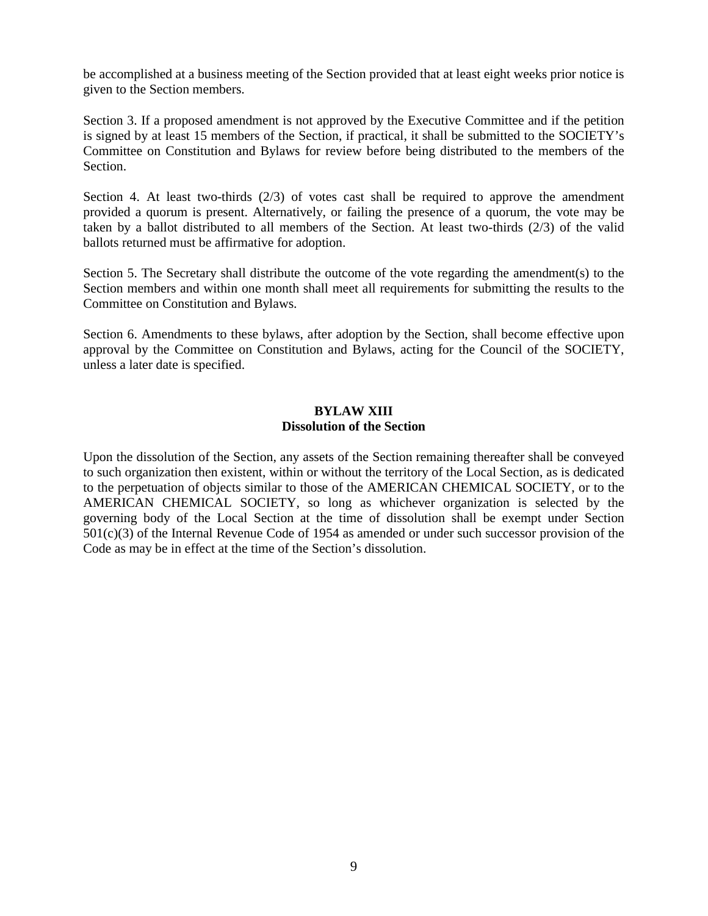be accomplished at a business meeting of the Section provided that at least eight weeks prior notice is given to the Section members.

Section 3. If a proposed amendment is not approved by the Executive Committee and if the petition is signed by at least 15 members of the Section, if practical, it shall be submitted to the SOCIETY's Committee on Constitution and Bylaws for review before being distributed to the members of the Section.

Section 4. At least two-thirds (2/3) of votes cast shall be required to approve the amendment provided a quorum is present. Alternatively, or failing the presence of a quorum, the vote may be taken by a ballot distributed to all members of the Section. At least two-thirds (2/3) of the valid ballots returned must be affirmative for adoption.

Section 5. The Secretary shall distribute the outcome of the vote regarding the amendment(s) to the Section members and within one month shall meet all requirements for submitting the results to the Committee on Constitution and Bylaws.

Section 6. Amendments to these bylaws, after adoption by the Section, shall become effective upon approval by the Committee on Constitution and Bylaws, acting for the Council of the SOCIETY, unless a later date is specified.

## BYLAW XIII
## Dissolution of the Section

Upon the dissolution of the Section, any assets of the Section remaining thereafter shall be conveyed to such organization then existent, within or without the territory of the Local Section, as is dedicated to the perpetuation of objects similar to those of the AMERICAN CHEMICAL SOCIETY, or to the AMERICAN CHEMICAL SOCIETY, so long as whichever organization is selected by the governing body of the Local Section at the time of dissolution shall be exempt under Section 501(c)(3) of the Internal Revenue Code of 1954 as amended or under such successor provision of the Code as may be in effect at the time of the Section's dissolution.